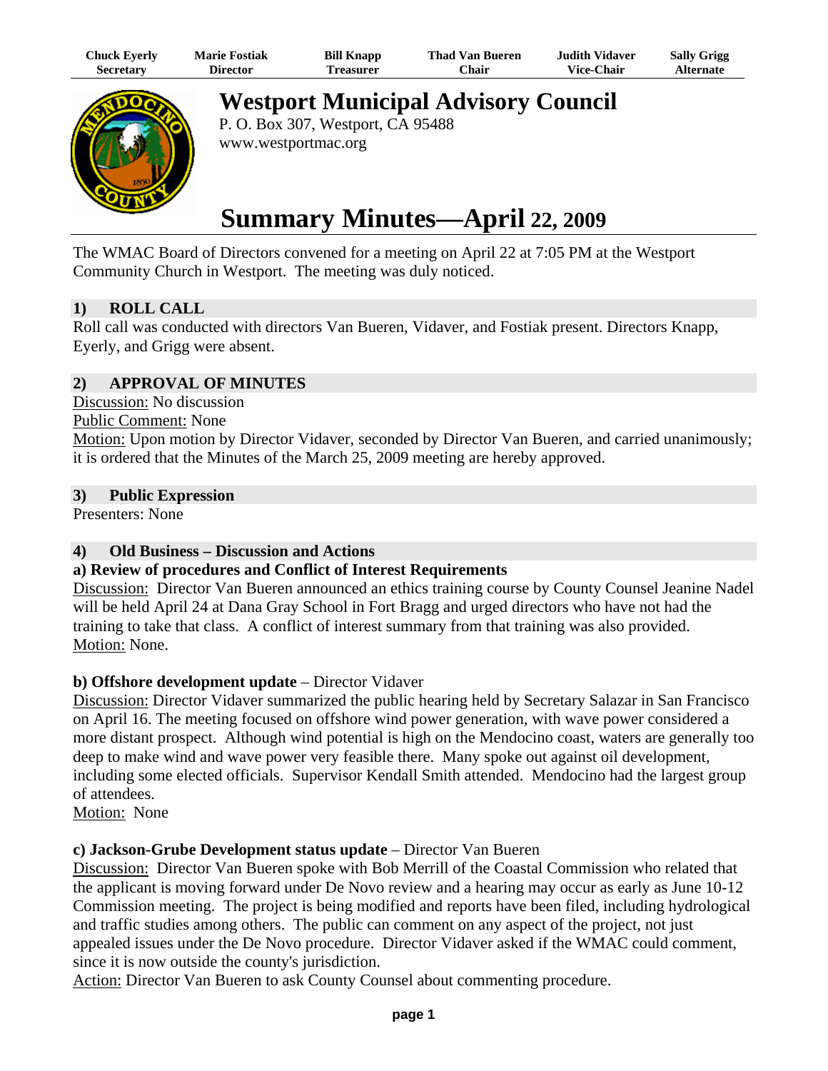| Chuck Eyerly | Marie Fostiak | Bill Knapp | Thad Van Bueren | Judith Vidaver | Sally Grigg |
|---|---|---|---|---|---|
| Secretary | Director | Treasurer | Chair | Vice-Chair | Alternate |

# Westport Municipal Advisory Council

P. O. Box 307, Westport, CA 95488
www.westportmac.org

# Summary Minutes—April 22, 2009

The WMAC Board of Directors convened for a meeting on April 22 at 7:05 PM at the Westport Community Church in Westport. The meeting was duly noticed.

## 1) ROLL CALL

Roll call was conducted with directors Van Bueren, Vidaver, and Fostiak present. Directors Knapp, Eyerly, and Grigg were absent.

## 2) APPROVAL OF MINUTES

Discussion: No discussion
Public Comment: None
Motion: Upon motion by Director Vidaver, seconded by Director Van Bueren, and carried unanimously; it is ordered that the Minutes of the March 25, 2009 meeting are hereby approved.

## 3) Public Expression

Presenters: None

## 4) Old Business – Discussion and Actions

### a) Review of procedures and Conflict of Interest Requirements

Discussion: Director Van Bueren announced an ethics training course by County Counsel Jeanine Nadel will be held April 24 at Dana Gray School in Fort Bragg and urged directors who have not had the training to take that class. A conflict of interest summary from that training was also provided.
Motion: None.

### b) Offshore development update – Director Vidaver

Discussion: Director Vidaver summarized the public hearing held by Secretary Salazar in San Francisco on April 16. The meeting focused on offshore wind power generation, with wave power considered a more distant prospect. Although wind potential is high on the Mendocino coast, waters are generally too deep to make wind and wave power very feasible there. Many spoke out against oil development, including some elected officials. Supervisor Kendall Smith attended. Mendocino had the largest group of attendees.
Motion: None

### c) Jackson-Grube Development status update – Director Van Bueren

Discussion: Director Van Bueren spoke with Bob Merrill of the Coastal Commission who related that the applicant is moving forward under De Novo review and a hearing may occur as early as June 10-12 Commission meeting. The project is being modified and reports have been filed, including hydrological and traffic studies among others. The public can comment on any aspect of the project, not just appealed issues under the De Novo procedure. Director Vidaver asked if the WMAC could comment, since it is now outside the county's jurisdiction.
Action: Director Van Bueren to ask County Counsel about commenting procedure.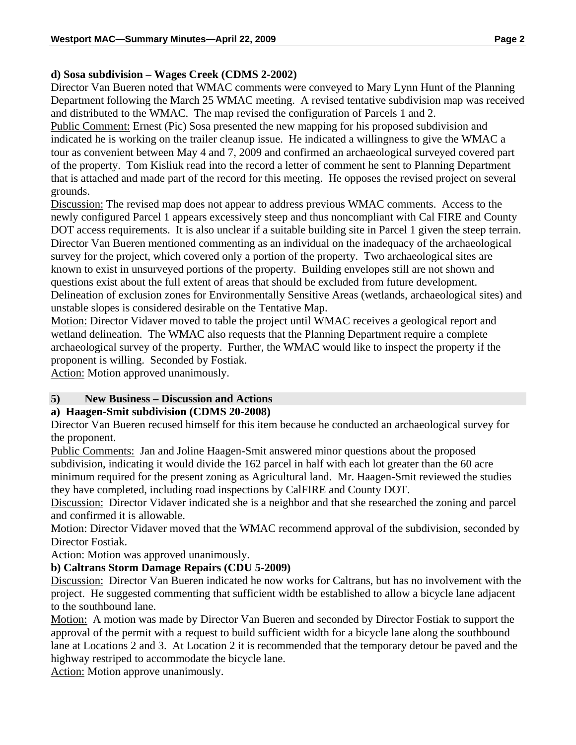**d) Sosa subdivision – Wages Creek (CDMS 2-2002)**

Director Van Bueren noted that WMAC comments were conveyed to Mary Lynn Hunt of the Planning Department following the March 25 WMAC meeting. A revised tentative subdivision map was received and distributed to the WMAC. The map revised the configuration of Parcels 1 and 2.

Public Comment: Ernest (Pic) Sosa presented the new mapping for his proposed subdivision and indicated he is working on the trailer cleanup issue. He indicated a willingness to give the WMAC a tour as convenient between May 4 and 7, 2009 and confirmed an archaeological surveyed covered part of the property. Tom Kisliuk read into the record a letter of comment he sent to Planning Department that is attached and made part of the record for this meeting. He opposes the revised project on several grounds.

Discussion: The revised map does not appear to address previous WMAC comments. Access to the newly configured Parcel 1 appears excessively steep and thus noncompliant with Cal FIRE and County DOT access requirements. It is also unclear if a suitable building site in Parcel 1 given the steep terrain. Director Van Bueren mentioned commenting as an individual on the inadequacy of the archaeological survey for the project, which covered only a portion of the property. Two archaeological sites are known to exist in unsurveyed portions of the property. Building envelopes still are not shown and questions exist about the full extent of areas that should be excluded from future development. Delineation of exclusion zones for Environmentally Sensitive Areas (wetlands, archaeological sites) and unstable slopes is considered desirable on the Tentative Map.

Motion: Director Vidaver moved to table the project until WMAC receives a geological report and wetland delineation. The WMAC also requests that the Planning Department require a complete archaeological survey of the property. Further, the WMAC would like to inspect the property if the proponent is willing. Seconded by Fostiak.

Action: Motion approved unanimously.

## 5) New Business – Discussion and Actions

**a) Haagen-Smit subdivision (CDMS 20-2008)**

Director Van Bueren recused himself for this item because he conducted an archaeological survey for the proponent.

Public Comments: Jan and Joline Haagen-Smit answered minor questions about the proposed subdivision, indicating it would divide the 162 parcel in half with each lot greater than the 60 acre minimum required for the present zoning as Agricultural land. Mr. Haagen-Smit reviewed the studies they have completed, including road inspections by CalFIRE and County DOT.

Discussion: Director Vidaver indicated she is a neighbor and that she researched the zoning and parcel and confirmed it is allowable.

Motion: Director Vidaver moved that the WMAC recommend approval of the subdivision, seconded by Director Fostiak.

Action: Motion was approved unanimously.

**b) Caltrans Storm Damage Repairs (CDU 5-2009)**

Discussion: Director Van Bueren indicated he now works for Caltrans, but has no involvement with the project. He suggested commenting that sufficient width be established to allow a bicycle lane adjacent to the southbound lane.

Motion: A motion was made by Director Van Bueren and seconded by Director Fostiak to support the approval of the permit with a request to build sufficient width for a bicycle lane along the southbound lane at Locations 2 and 3. At Location 2 it is recommended that the temporary detour be paved and the highway restriped to accommodate the bicycle lane.

Action: Motion approve unanimously.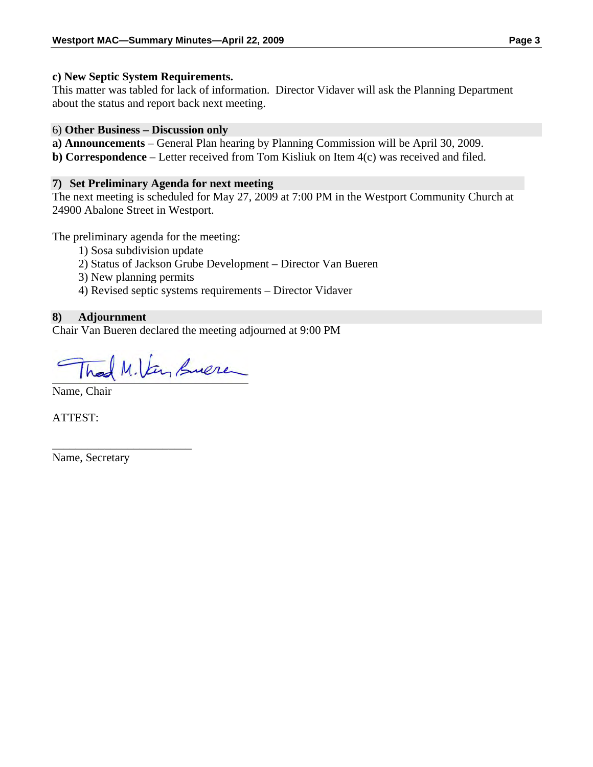**c) New Septic System Requirements.**
This matter was tabled for lack of information. Director Vidaver will ask the Planning Department about the status and report back next meeting.

## 6) Other Business – Discussion only

**a) Announcements** – General Plan hearing by Planning Commission will be April 30, 2009.
**b) Correspondence** – Letter received from Tom Kisliuk on Item 4(c) was received and filed.

## 7) Set Preliminary Agenda for next meeting

The next meeting is scheduled for May 27, 2009 at 7:00 PM in the Westport Community Church at 24900 Abalone Street in Westport.

The preliminary agenda for the meeting:

1) Sosa subdivision update
2) Status of Jackson Grube Development – Director Van Bueren
3) New planning permits
4) Revised septic systems requirements – Director Vidaver

## 8) Adjournment

Chair Van Bueren declared the meeting adjourned at 9:00 PM

Thad M. Van Bueren
________________________
Name, Chair

ATTEST:

________________________
Name, Secretary